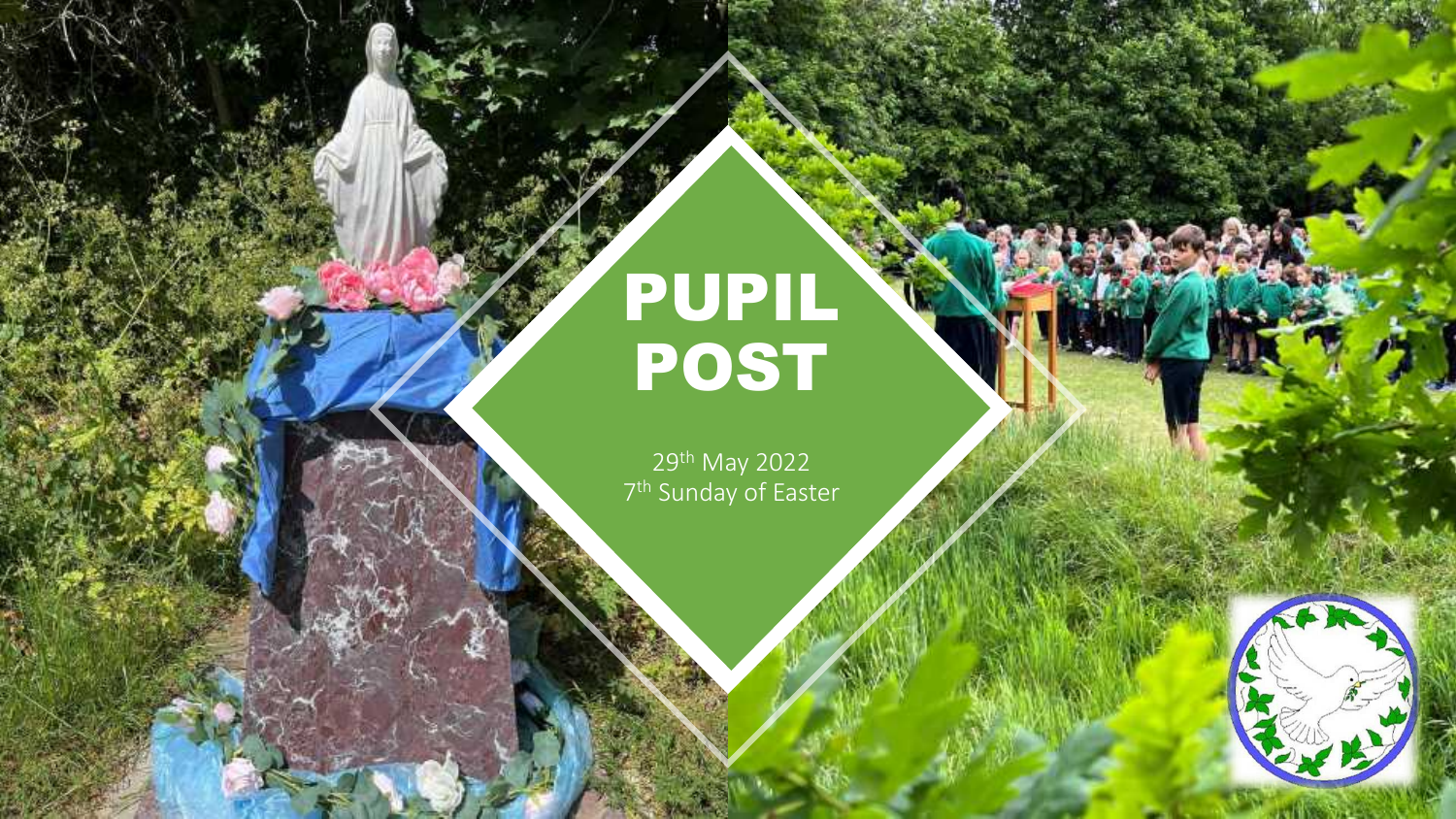# PUPIL POST

29th May 2022
7th Sunday of Easter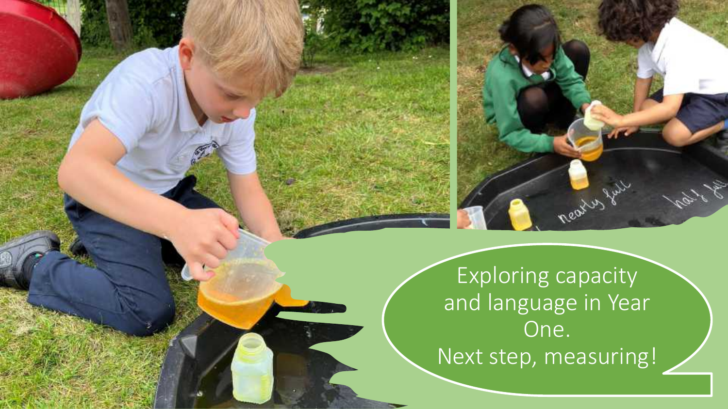Exploring capacity and language in Year One.
Next step, measuring!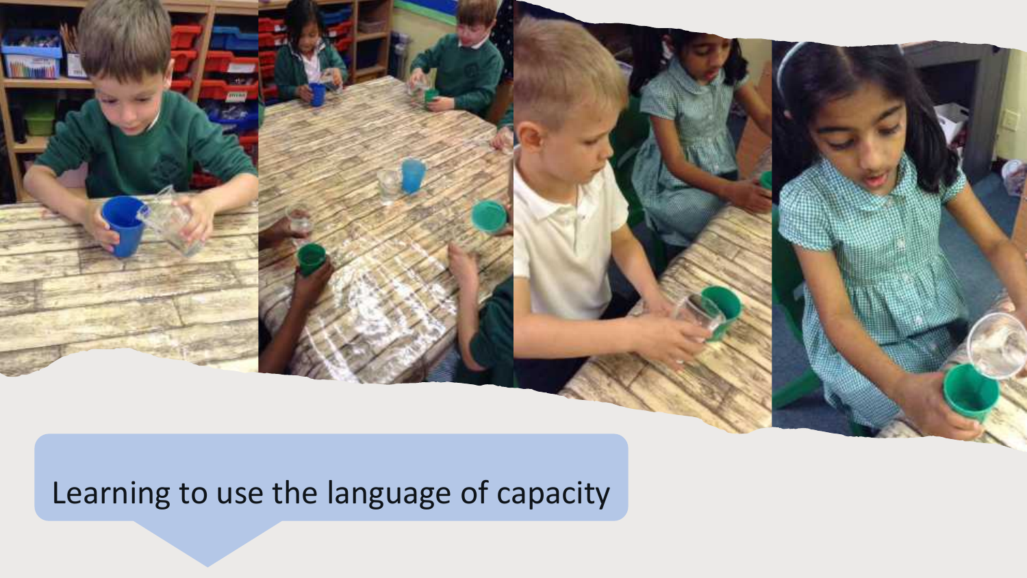Learning to use the language of capacity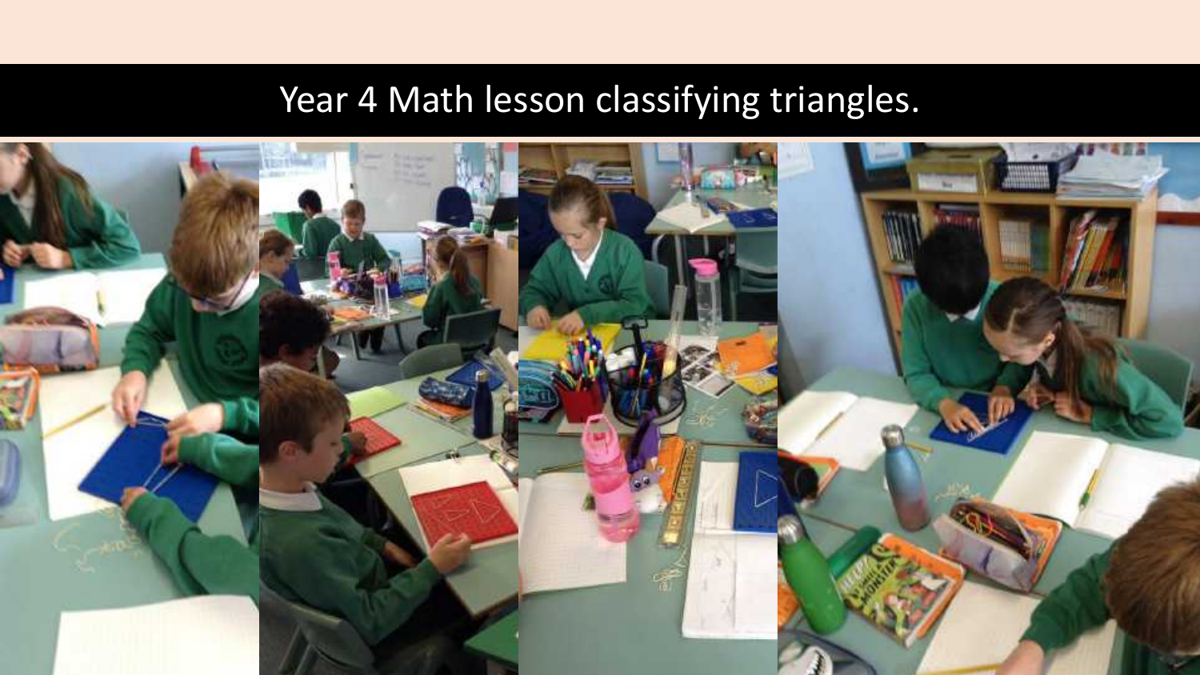# Year 4 Math lesson classifying triangles.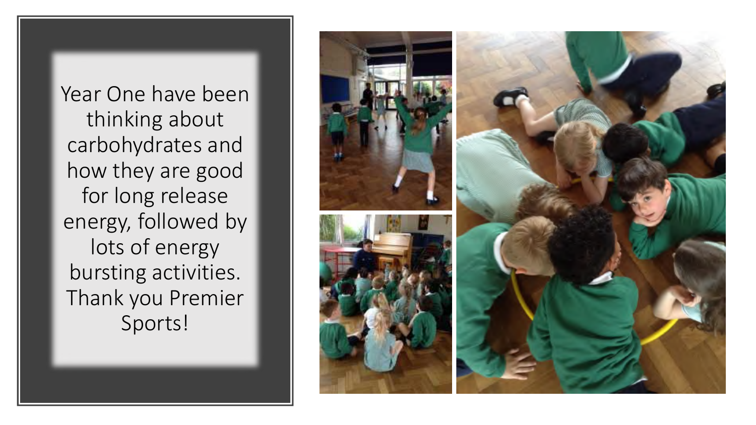Year One have been thinking about carbohydrates and how they are good for long release energy, followed by lots of energy bursting activities. Thank you Premier Sports!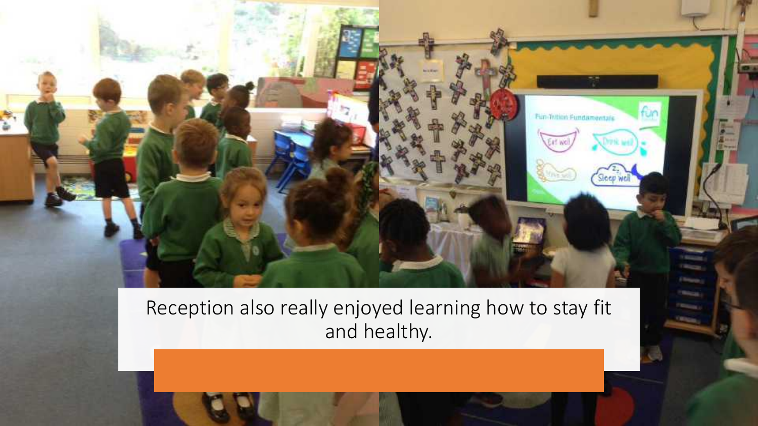Reception also really enjoyed learning how to stay fit and healthy.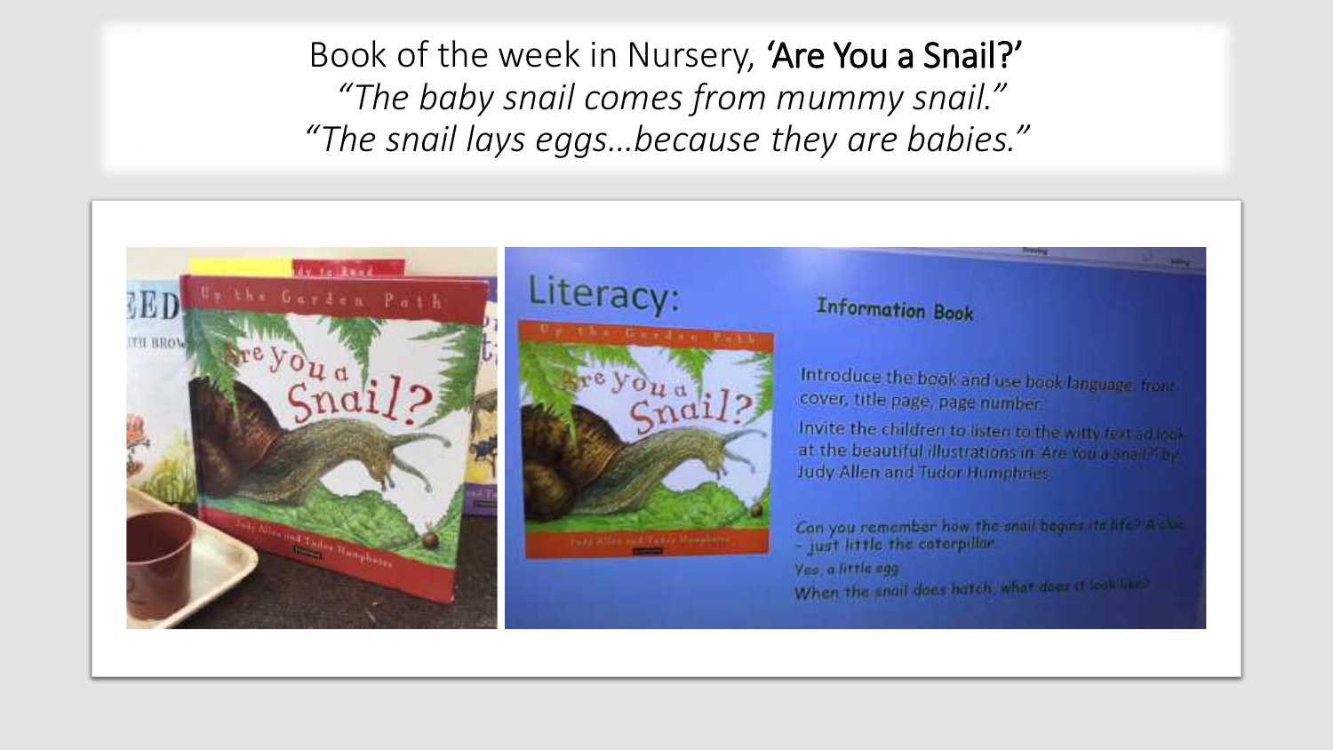Book of the week in Nursery, **'Are You a Snail?'**

*"The baby snail comes from mummy snail."*

*"The snail lays eggs…because they are babies."*

Literacy:

**Information Book**

Introduce the book and use book language: front cover, title page, page number.

Invite the children to listen to the witty text ad look at the beautiful illustrations in 'Are You a Snail?' by Judy Allen and Tudor Humphries

*Can you remember how the snail begins its life? A clue – just little the caterpillar.*

*Yes, a little egg*

*When the snail does hatch, what does it look like?*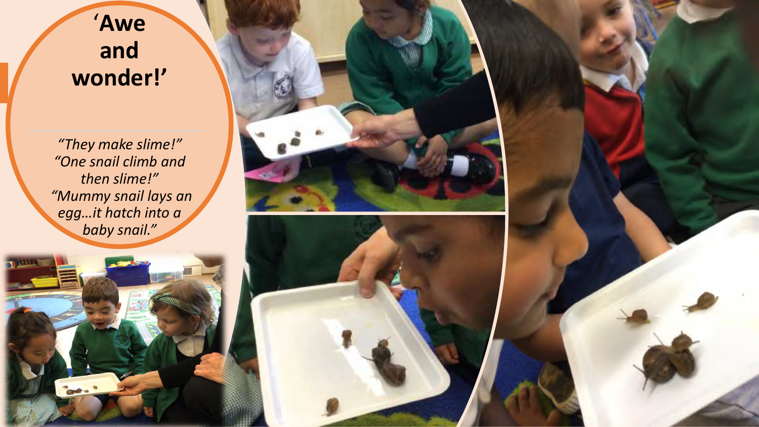# 'Awe and wonder!'

*"They make slime!"*
*"One snail climb and then slime!"*
*"Mummy snail lays an egg…it hatch into a baby snail."*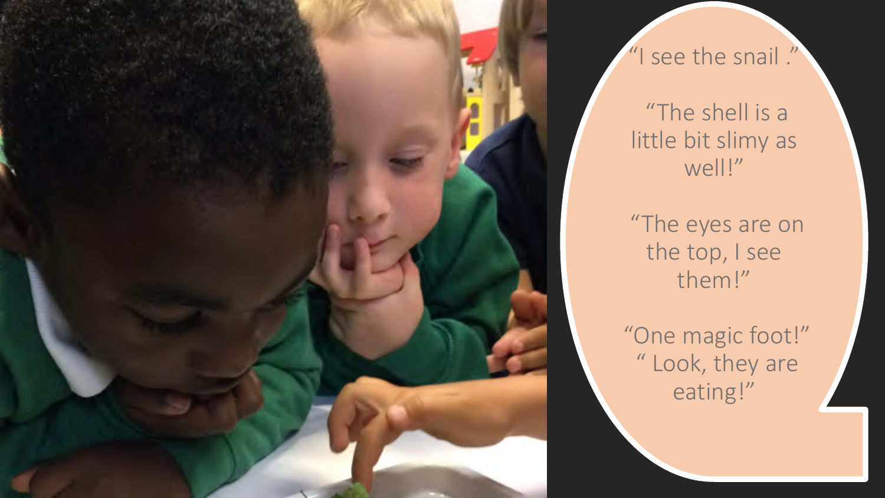"I see the snail ."

"The shell is a little bit slimy as well!"

"The eyes are on the top, I see them!"

"One magic foot!"
" Look, they are eating!"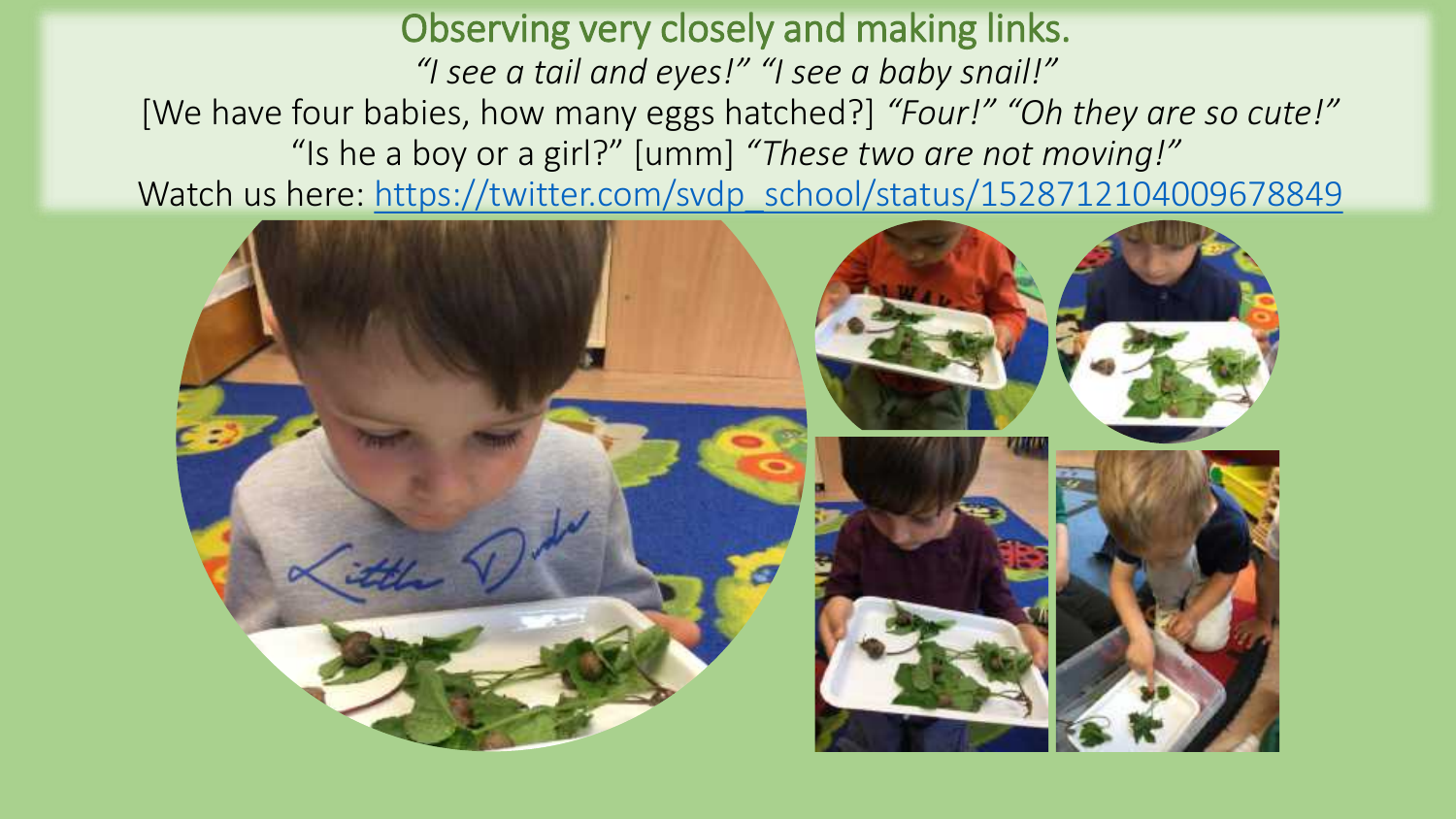## Observing very closely and making links.

*"I see a tail and eyes!" "I see a baby snail!"*

[We have four babies, how many eggs hatched?] *"Four!" "Oh they are so cute!"*

"Is he a boy or a girl?" [umm] *"These two are not moving!"*

Watch us here: [https://twitter.com/svdp_school/status/1528712104009678849](https://twitter.com/svdp_school/status/1528712104009678849)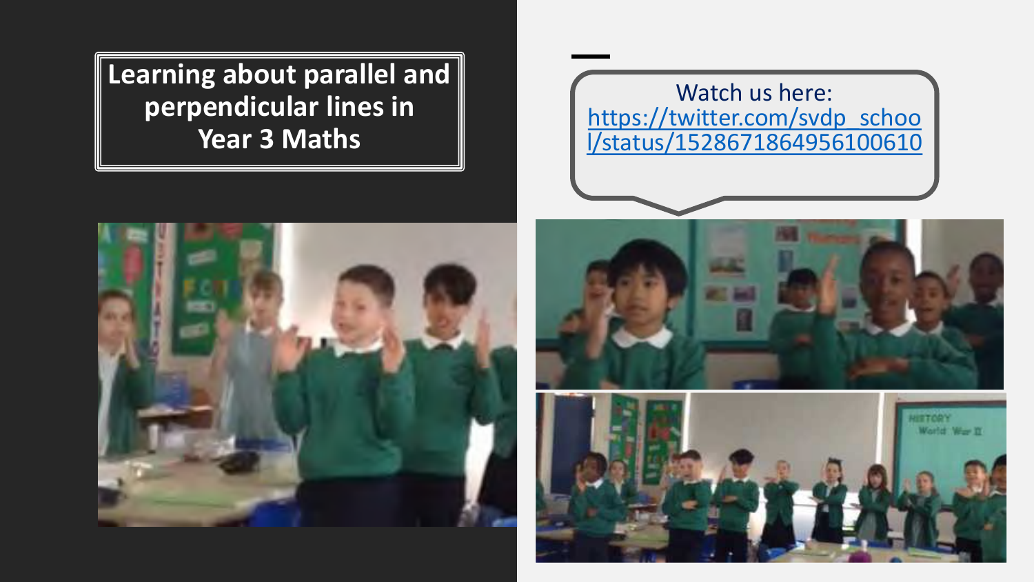# Learning about parallel and perpendicular lines in Year 3 Maths

Watch us here: https://twitter.com/svdp_school/status/1528671864956100610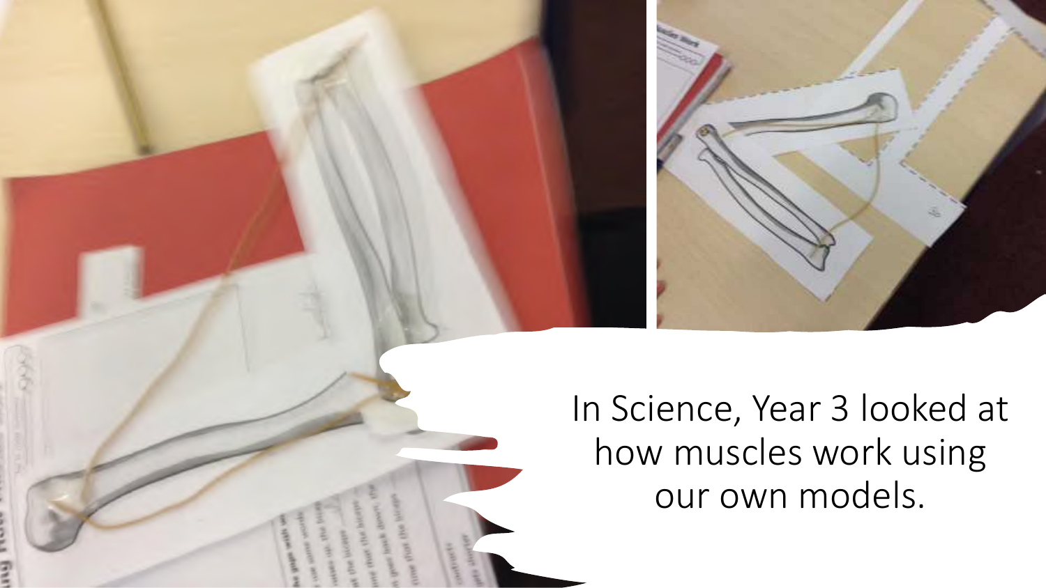In Science, Year 3 looked at how muscles work using our own models.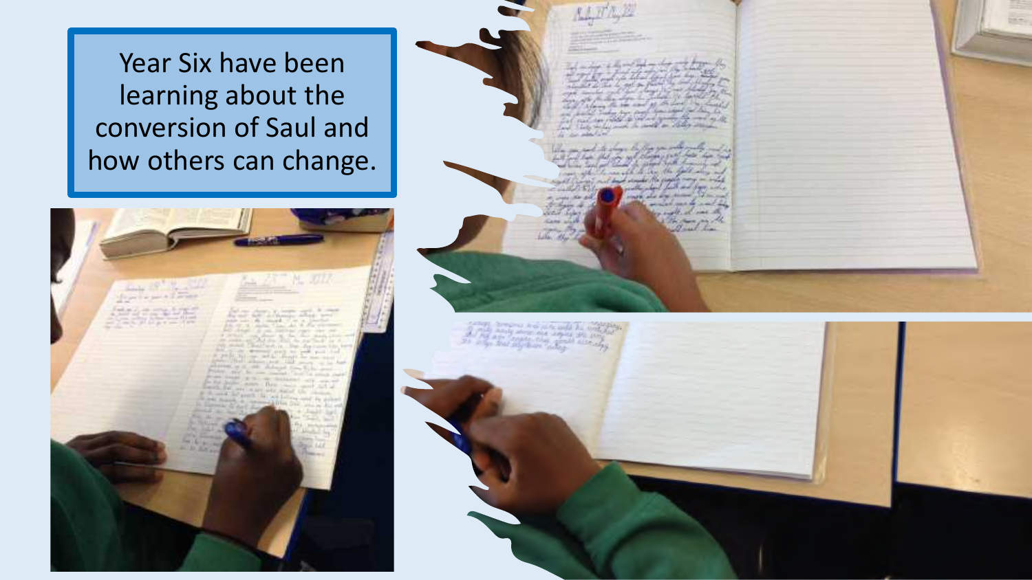Year Six have been learning about the conversion of Saul and how others can change.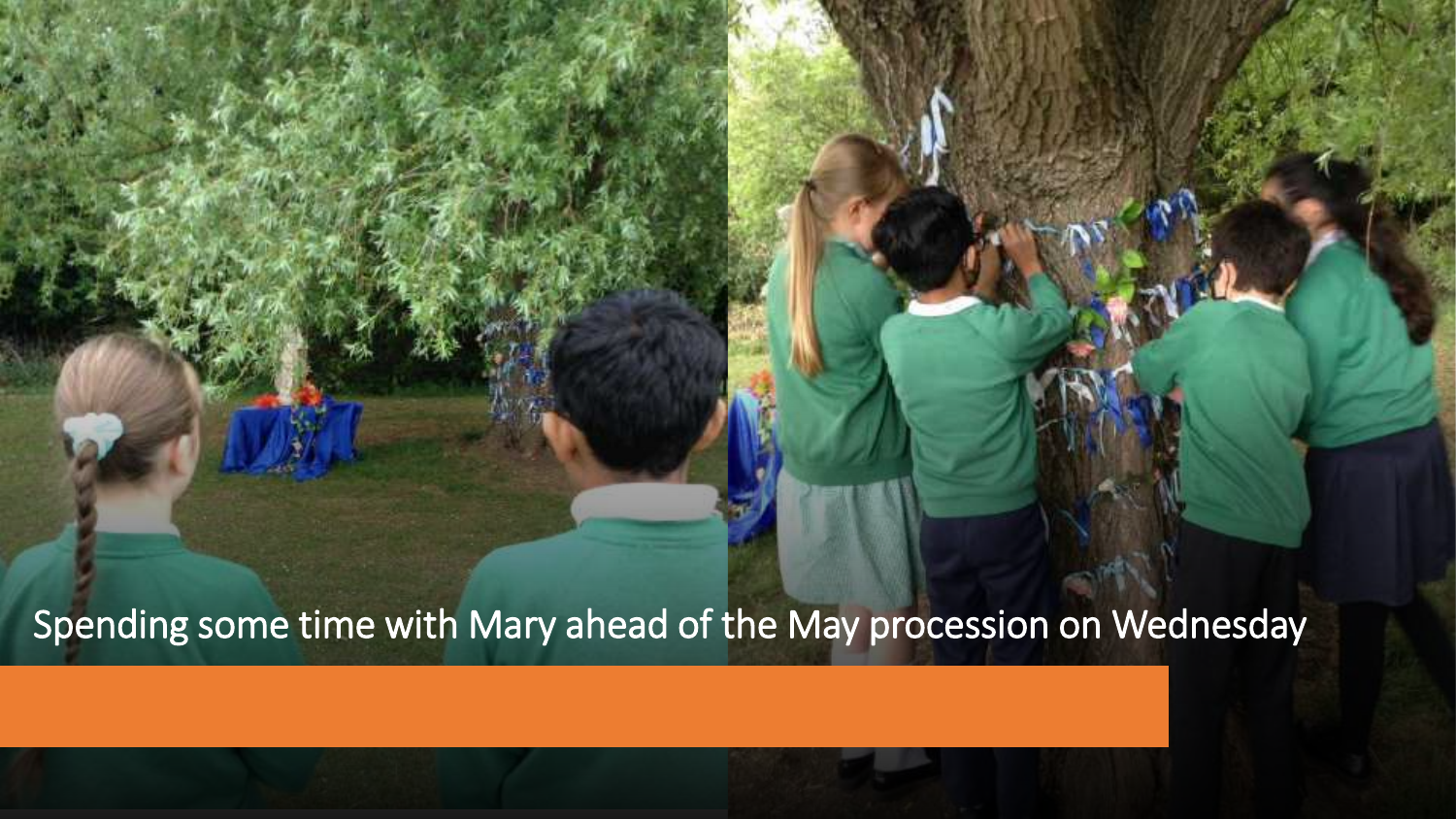Spending some time with Mary ahead of the May procession on Wednesday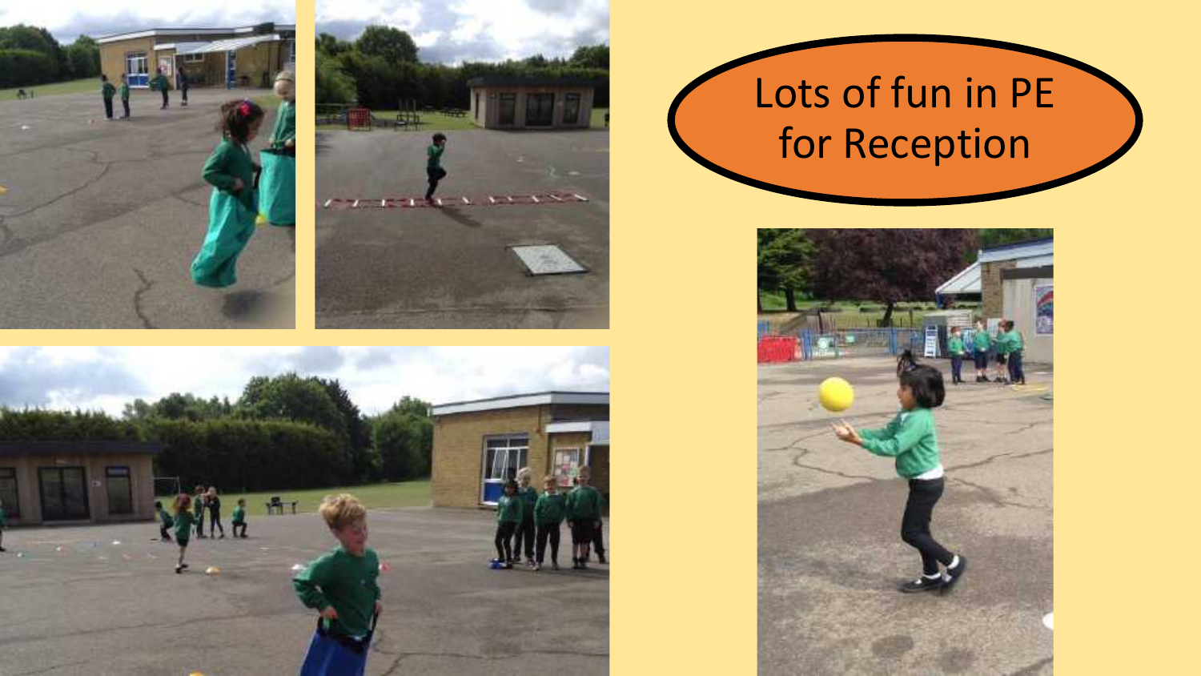Lots of fun in PE for Reception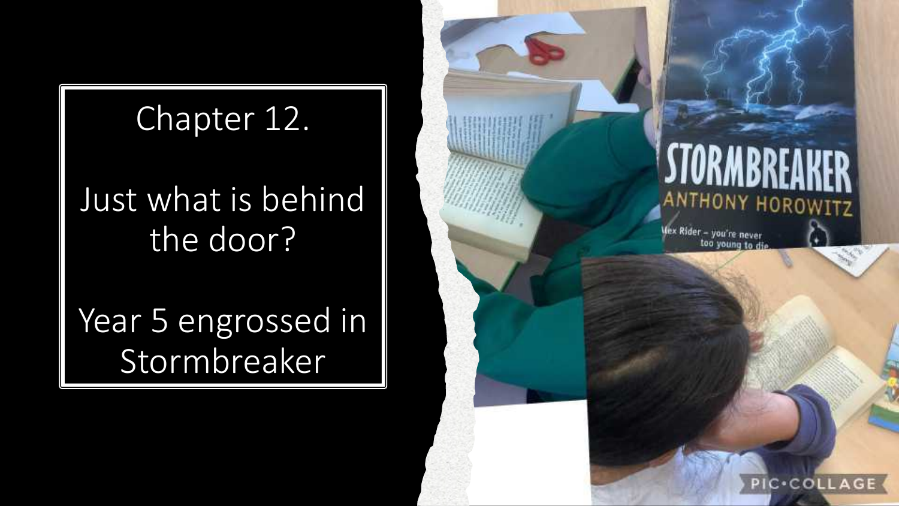Chapter 12.

Just what is behind the door?

Year 5 engrossed in Stormbreaker